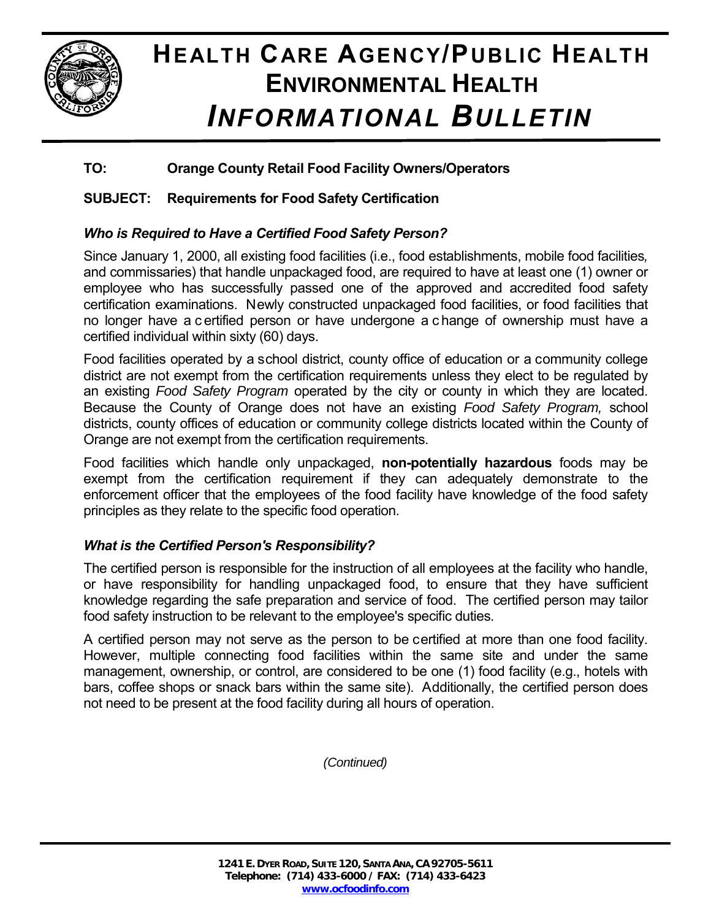# HEALTH CARE AGENCY/PUBLIC HEALTH
## ENVIRONMENTAL HEALTH
## *INFORMATIONAL BULLETIN*

**TO:** **Orange County Retail Food Facility Owners/Operators**

**SUBJECT:** **Requirements for Food Safety Certification**

### *Who is Required to Have a Certified Food Safety Person?*

Since January 1, 2000, all existing food facilities (i.e., food establishments, mobile food facilities, and commissaries) that handle unpackaged food, are required to have at least one (1) owner or employee who has successfully passed one of the approved and accredited food safety certification examinations. Newly constructed unpackaged food facilities, or food facilities that no longer have a certified person or have undergone a change of ownership must have a certified individual within sixty (60) days.

Food facilities operated by a school district, county office of education or a community college district are not exempt from the certification requirements unless they elect to be regulated by an existing *Food Safety Program* operated by the city or county in which they are located. Because the County of Orange does not have an existing *Food Safety Program,* school districts, county offices of education or community college districts located within the County of Orange are not exempt from the certification requirements.

Food facilities which handle only unpackaged, **non-potentially hazardous** foods may be exempt from the certification requirement if they can adequately demonstrate to the enforcement officer that the employees of the food facility have knowledge of the food safety principles as they relate to the specific food operation.

### *What is the Certified Person's Responsibility?*

The certified person is responsible for the instruction of all employees at the facility who handle, or have responsibility for handling unpackaged food, to ensure that they have sufficient knowledge regarding the safe preparation and service of food. The certified person may tailor food safety instruction to be relevant to the employee's specific duties.

A certified person may not serve as the person to be certified at more than one food facility. However, multiple connecting food facilities within the same site and under the same management, ownership, or control, are considered to be one (1) food facility (e.g., hotels with bars, coffee shops or snack bars within the same site). Additionally, the certified person does not need to be present at the food facility during all hours of operation.

*(Continued)*

**1241 E. DYER ROAD, SUITE 120, SANTA ANA, CA 92705-5611**
**Telephone: (714) 433-6000 / FAX: (714) 433-6423**
**www.ocfoodinfo.com**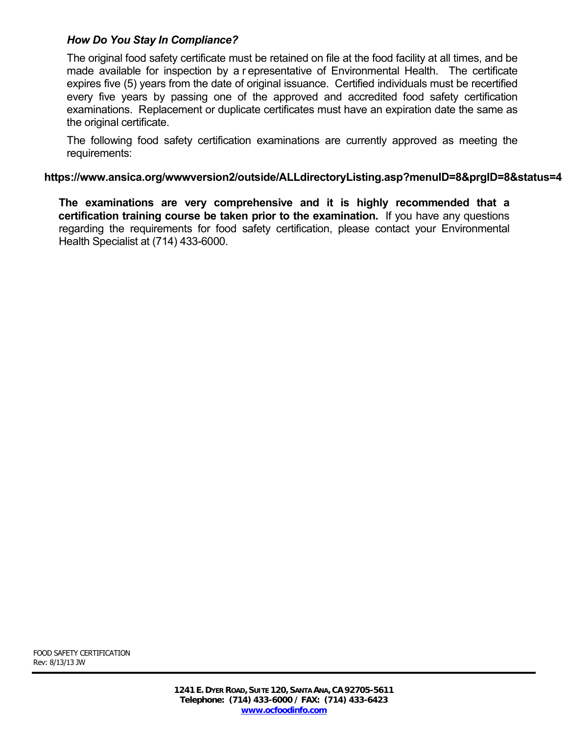### *How Do You Stay In Compliance?*

The original food safety certificate must be retained on file at the food facility at all times, and be made available for inspection by a representative of Environmental Health. The certificate expires five (5) years from the date of original issuance. Certified individuals must be recertified every five years by passing one of the approved and accredited food safety certification examinations. Replacement or duplicate certificates must have an expiration date the same as the original certificate.

The following food safety certification examinations are currently approved as meeting the requirements:

**https://www.ansica.org/wwwversion2/outside/ALLdirectoryListing.asp?menuID=8&prgID=8&status=4**

**The examinations are very comprehensive and it is highly recommended that a certification training course be taken prior to the examination.** If you have any questions regarding the requirements for food safety certification, please contact your Environmental Health Specialist at (714) 433-6000.

FOOD SAFETY CERTIFICATION
Rev: 8/13/13 JW

**1241 E. DYER ROAD, SUITE 120, SANTA ANA, CA 92705-5611**
**Telephone: (714) 433-6000 / FAX: (714) 433-6423**
**www.ocfoodinfo.com**